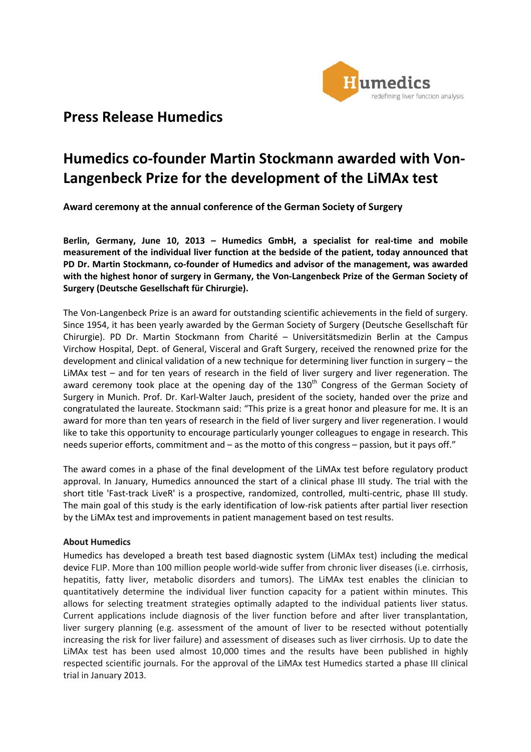# Press Release Humedics

## Humedics co-founder Martin Stockmann awarded with Von-Langenbeck Prize for the development of the LiMAx test

**Award ceremony at the annual conference of the German Society of Surgery**

**Berlin, Germany, June 10, 2013 – Humedics GmbH, a specialist for real-time and mobile measurement of the individual liver function at the bedside of the patient, today announced that PD Dr. Martin Stockmann, co-founder of Humedics and advisor of the management, was awarded with the highest honor of surgery in Germany, the Von-Langenbeck Prize of the German Society of Surgery (Deutsche Gesellschaft für Chirurgie).**

The Von-Langenbeck Prize is an award for outstanding scientific achievements in the field of surgery. Since 1954, it has been yearly awarded by the German Society of Surgery (Deutsche Gesellschaft für Chirurgie). PD Dr. Martin Stockmann from Charité – Universitätsmedizin Berlin at the Campus Virchow Hospital, Dept. of General, Visceral and Graft Surgery, received the renowned prize for the development and clinical validation of a new technique for determining liver function in surgery – the LiMAx test – and for ten years of research in the field of liver surgery and liver regeneration. The award ceremony took place at the opening day of the 130th Congress of the German Society of Surgery in Munich. Prof. Dr. Karl-Walter Jauch, president of the society, handed over the prize and congratulated the laureate. Stockmann said: "This prize is a great honor and pleasure for me. It is an award for more than ten years of research in the field of liver surgery and liver regeneration. I would like to take this opportunity to encourage particularly younger colleagues to engage in research. This needs superior efforts, commitment and – as the motto of this congress – passion, but it pays off."

The award comes in a phase of the final development of the LiMAx test before regulatory product approval. In January, Humedics announced the start of a clinical phase III study. The trial with the short title 'Fast-track LiveR' is a prospective, randomized, controlled, multi-centric, phase III study. The main goal of this study is the early identification of low-risk patients after partial liver resection by the LiMAx test and improvements in patient management based on test results.

**About Humedics**

Humedics has developed a breath test based diagnostic system (LiMAx test) including the medical device FLIP. More than 100 million people world-wide suffer from chronic liver diseases (i.e. cirrhosis, hepatitis, fatty liver, metabolic disorders and tumors). The LiMAx test enables the clinician to quantitatively determine the individual liver function capacity for a patient within minutes. This allows for selecting treatment strategies optimally adapted to the individual patients liver status. Current applications include diagnosis of the liver function before and after liver transplantation, liver surgery planning (e.g. assessment of the amount of liver to be resected without potentially increasing the risk for liver failure) and assessment of diseases such as liver cirrhosis. Up to date the LiMAx test has been used almost 10,000 times and the results have been published in highly respected scientific journals. For the approval of the LiMAx test Humedics started a phase III clinical trial in January 2013.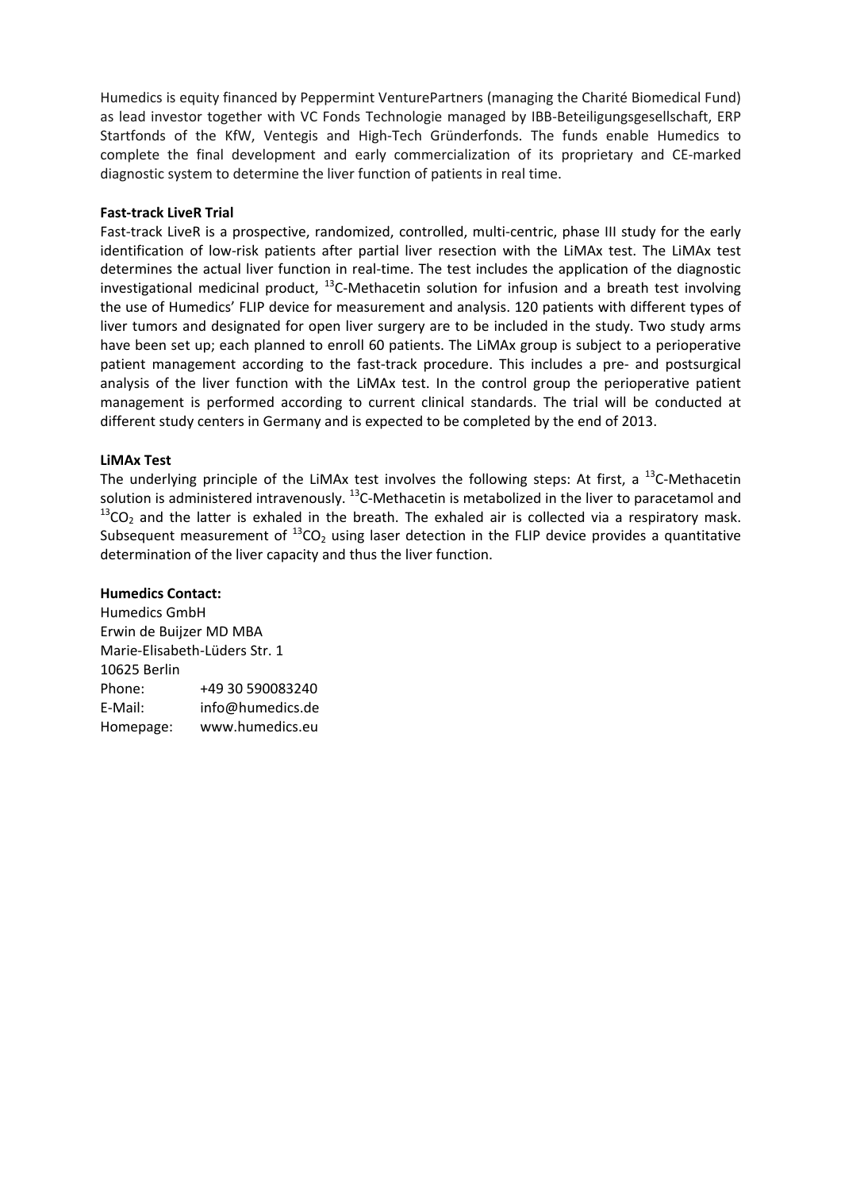Humedics is equity financed by Peppermint VenturePartners (managing the Charité Biomedical Fund) as lead investor together with VC Fonds Technologie managed by IBB-Beteiligungsgesellschaft, ERP Startfonds of the KfW, Ventegis and High-Tech Gründerfonds. The funds enable Humedics to complete the final development and early commercialization of its proprietary and CE-marked diagnostic system to determine the liver function of patients in real time.

**Fast-track LiveR Trial**

Fast-track LiveR is a prospective, randomized, controlled, multi-centric, phase III study for the early identification of low-risk patients after partial liver resection with the LiMAx test. The LiMAx test determines the actual liver function in real-time. The test includes the application of the diagnostic investigational medicinal product, $^{13}C$-Methacetin solution for infusion and a breath test involving the use of Humedics' FLIP device for measurement and analysis. 120 patients with different types of liver tumors and designated for open liver surgery are to be included in the study. Two study arms have been set up; each planned to enroll 60 patients. The LiMAx group is subject to a perioperative patient management according to the fast-track procedure. This includes a pre- and postsurgical analysis of the liver function with the LiMAx test. In the control group the perioperative patient management is performed according to current clinical standards. The trial will be conducted at different study centers in Germany and is expected to be completed by the end of 2013.

**LiMAx Test**

The underlying principle of the LiMAx test involves the following steps: At first, a $^{13}C$-Methacetin solution is administered intravenously. $^{13}C$-Methacetin is metabolized in the liver to paracetamol and $^{13}CO_2$ and the latter is exhaled in the breath. The exhaled air is collected via a respiratory mask. Subsequent measurement of $^{13}CO_2$ using laser detection in the FLIP device provides a quantitative determination of the liver capacity and thus the liver function.

**Humedics Contact:**

Humedics GmbH
Erwin de Buijzer MD MBA
Marie-Elisabeth-Lüders Str. 1
10625 Berlin
Phone: +49 30 590083240
E-Mail: info@humedics.de
Homepage: www.humedics.eu